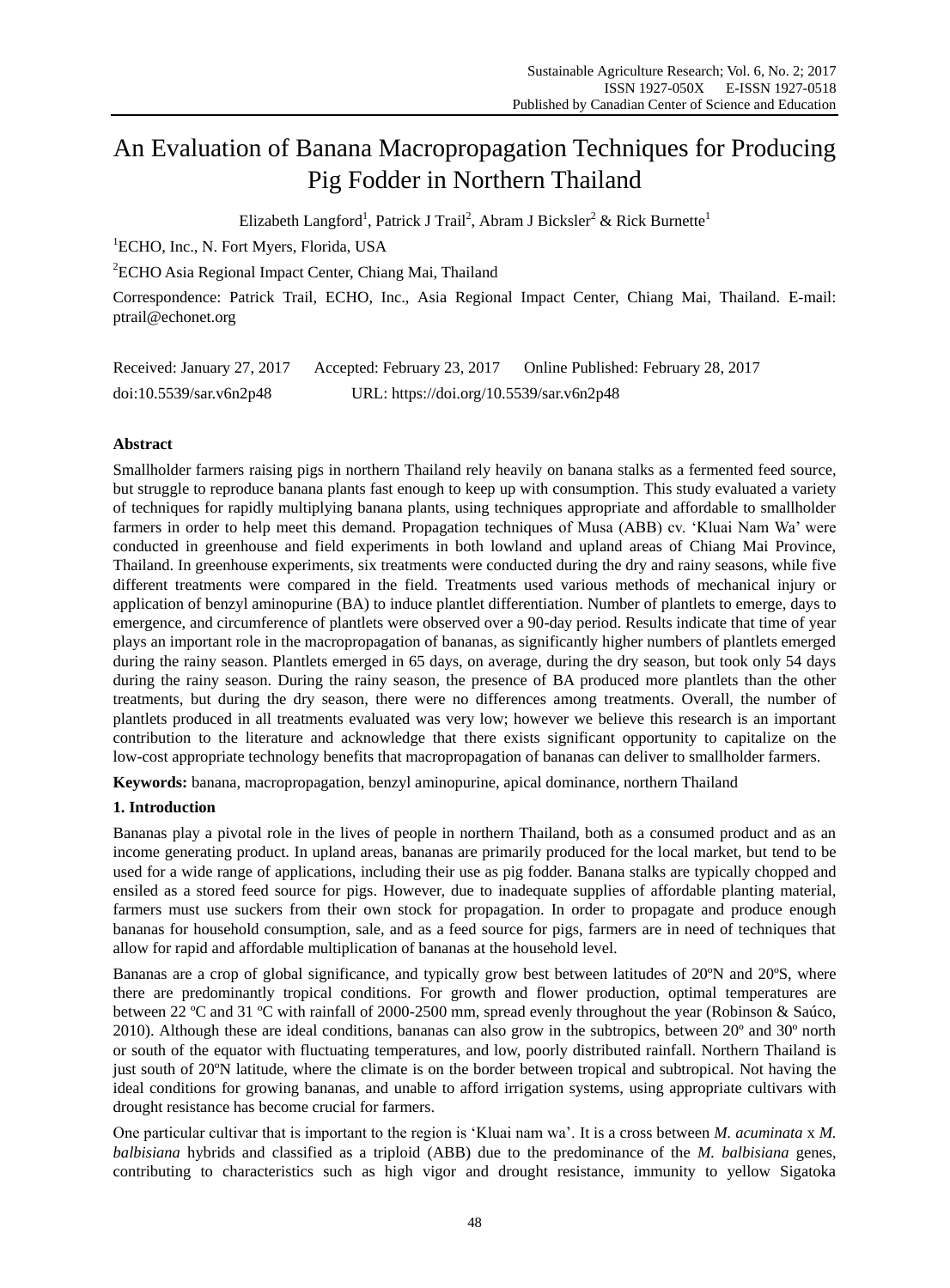# An Evaluation of Banana Macropropagation Techniques for Producing Pig Fodder in Northern Thailand

Elizabeth Langford[1], Patrick J Trail[2], Abram J Bicksler[2] & Rick Burnette[1]

[1]ECHO, Inc., N. Fort Myers, Florida, USA

[2]ECHO Asia Regional Impact Center, Chiang Mai, Thailand

Correspondence: Patrick Trail, ECHO, Inc., Asia Regional Impact Center, Chiang Mai, Thailand. E-mail: ptrail@echonet.org

Received: January 27, 2017  Accepted: February 23, 2017  Online Published: February 28, 2017

doi:10.5539/sar.v6n2p48  URL: https://doi.org/10.5539/sar.v6n2p48

## Abstract

Smallholder farmers raising pigs in northern Thailand rely heavily on banana stalks as a fermented feed source, but struggle to reproduce banana plants fast enough to keep up with consumption. This study evaluated a variety of techniques for rapidly multiplying banana plants, using techniques appropriate and affordable to smallholder farmers in order to help meet this demand. Propagation techniques of Musa (ABB) cv. 'Kluai Nam Wa' were conducted in greenhouse and field experiments in both lowland and upland areas of Chiang Mai Province, Thailand. In greenhouse experiments, six treatments were conducted during the dry and rainy seasons, while five different treatments were compared in the field. Treatments used various methods of mechanical injury or application of benzyl aminopurine (BA) to induce plantlet differentiation. Number of plantlets to emerge, days to emergence, and circumference of plantlets were observed over a 90-day period. Results indicate that time of year plays an important role in the macropropagation of bananas, as significantly higher numbers of plantlets emerged during the rainy season. Plantlets emerged in 65 days, on average, during the dry season, but took only 54 days during the rainy season. During the rainy season, the presence of BA produced more plantlets than the other treatments, but during the dry season, there were no differences among treatments. Overall, the number of plantlets produced in all treatments evaluated was very low; however we believe this research is an important contribution to the literature and acknowledge that there exists significant opportunity to capitalize on the low-cost appropriate technology benefits that macropropagation of bananas can deliver to smallholder farmers.

**Keywords:** banana, macropropagation, benzyl aminopurine, apical dominance, northern Thailand

## 1. Introduction

Bananas play a pivotal role in the lives of people in northern Thailand, both as a consumed product and as an income generating product. In upland areas, bananas are primarily produced for the local market, but tend to be used for a wide range of applications, including their use as pig fodder. Banana stalks are typically chopped and ensiled as a stored feed source for pigs. However, due to inadequate supplies of affordable planting material, farmers must use suckers from their own stock for propagation. In order to propagate and produce enough bananas for household consumption, sale, and as a feed source for pigs, farmers are in need of techniques that allow for rapid and affordable multiplication of bananas at the household level.

Bananas are a crop of global significance, and typically grow best between latitudes of 20ºN and 20ºS, where there are predominantly tropical conditions. For growth and flower production, optimal temperatures are between 22 ºC and 31 ºC with rainfall of 2000-2500 mm, spread evenly throughout the year (Robinson & Saúco, 2010). Although these are ideal conditions, bananas can also grow in the subtropics, between 20º and 30º north or south of the equator with fluctuating temperatures, and low, poorly distributed rainfall. Northern Thailand is just south of 20ºN latitude, where the climate is on the border between tropical and subtropical. Not having the ideal conditions for growing bananas, and unable to afford irrigation systems, using appropriate cultivars with drought resistance has become crucial for farmers.

One particular cultivar that is important to the region is 'Kluai nam wa'. It is a cross between *M. acuminata* x *M. balbisiana* hybrids and classified as a triploid (ABB) due to the predominance of the *M. balbisiana* genes, contributing to characteristics such as high vigor and drought resistance, immunity to yellow Sigatoka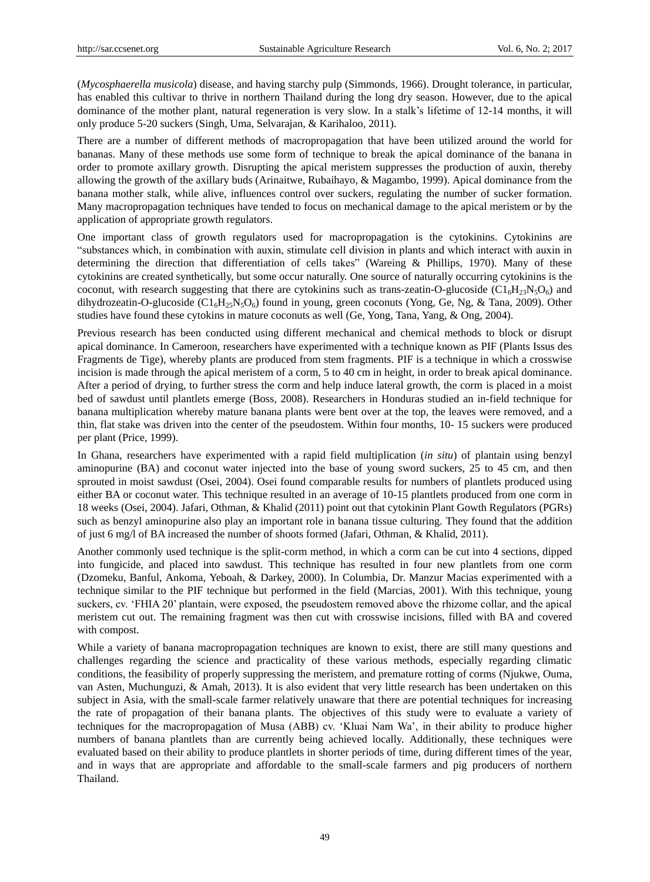(*Mycosphaerella musicola*) disease, and having starchy pulp (Simmonds, 1966). Drought tolerance, in particular, has enabled this cultivar to thrive in northern Thailand during the long dry season. However, due to the apical dominance of the mother plant, natural regeneration is very slow. In a stalk's lifetime of 12-14 months, it will only produce 5-20 suckers (Singh, Uma, Selvarajan, & Karihaloo, 2011).

There are a number of different methods of macropropagation that have been utilized around the world for bananas. Many of these methods use some form of technique to break the apical dominance of the banana in order to promote axillary growth. Disrupting the apical meristem suppresses the production of auxin, thereby allowing the growth of the axillary buds (Arinaitwe, Rubaihayo, & Magambo, 1999). Apical dominance from the banana mother stalk, while alive, influences control over suckers, regulating the number of sucker formation. Many macropropagation techniques have tended to focus on mechanical damage to the apical meristem or by the application of appropriate growth regulators.

One important class of growth regulators used for macropropagation is the cytokinins. Cytokinins are "substances which, in combination with auxin, stimulate cell division in plants and which interact with auxin in determining the direction that differentiation of cells takes" (Wareing & Phillips, 1970). Many of these cytokinins are created synthetically, but some occur naturally. One source of naturally occurring cytokinins is the coconut, with research suggesting that there are cytokinins such as trans-zeatin-O-glucoside ($C1_6H_{23}N_5O_6$) and dihydrozeatin-O-glucoside ($C1_6H_{25}N_5O_6$) found in young, green coconuts (Yong, Ge, Ng, & Tana, 2009). Other studies have found these cytokins in mature coconuts as well (Ge, Yong, Tana, Yang, & Ong, 2004).

Previous research has been conducted using different mechanical and chemical methods to block or disrupt apical dominance. In Cameroon, researchers have experimented with a technique known as PIF (Plants Issus des Fragments de Tige), whereby plants are produced from stem fragments. PIF is a technique in which a crosswise incision is made through the apical meristem of a corm, 5 to 40 cm in height, in order to break apical dominance. After a period of drying, to further stress the corm and help induce lateral growth, the corm is placed in a moist bed of sawdust until plantlets emerge (Boss, 2008). Researchers in Honduras studied an in-field technique for banana multiplication whereby mature banana plants were bent over at the top, the leaves were removed, and a thin, flat stake was driven into the center of the pseudostem. Within four months, 10- 15 suckers were produced per plant (Price, 1999).

In Ghana, researchers have experimented with a rapid field multiplication (*in situ*) of plantain using benzyl aminopurine (BA) and coconut water injected into the base of young sword suckers, 25 to 45 cm, and then sprouted in moist sawdust (Osei, 2004). Osei found comparable results for numbers of plantlets produced using either BA or coconut water. This technique resulted in an average of 10-15 plantlets produced from one corm in 18 weeks (Osei, 2004). Jafari, Othman, & Khalid (2011) point out that cytokinin Plant Gowth Regulators (PGRs) such as benzyl aminopurine also play an important role in banana tissue culturing. They found that the addition of just 6 mg/l of BA increased the number of shoots formed (Jafari, Othman, & Khalid, 2011).

Another commonly used technique is the split-corm method, in which a corm can be cut into 4 sections, dipped into fungicide, and placed into sawdust. This technique has resulted in four new plantlets from one corm (Dzomeku, Banful, Ankoma, Yeboah, & Darkey, 2000). In Columbia, Dr. Manzur Macias experimented with a technique similar to the PIF technique but performed in the field (Marcias, 2001). With this technique, young suckers, cv. 'FHIA 20' plantain, were exposed, the pseudostem removed above the rhizome collar, and the apical meristem cut out. The remaining fragment was then cut with crosswise incisions, filled with BA and covered with compost.

While a variety of banana macropropagation techniques are known to exist, there are still many questions and challenges regarding the science and practicality of these various methods, especially regarding climatic conditions, the feasibility of properly suppressing the meristem, and premature rotting of corms (Njukwe, Ouma, van Asten, Muchunguzi, & Amah, 2013). It is also evident that very little research has been undertaken on this subject in Asia, with the small-scale farmer relatively unaware that there are potential techniques for increasing the rate of propagation of their banana plants. The objectives of this study were to evaluate a variety of techniques for the macropropagation of Musa (ABB) cv. 'Kluai Nam Wa', in their ability to produce higher numbers of banana plantlets than are currently being achieved locally. Additionally, these techniques were evaluated based on their ability to produce plantlets in shorter periods of time, during different times of the year, and in ways that are appropriate and affordable to the small-scale farmers and pig producers of northern Thailand.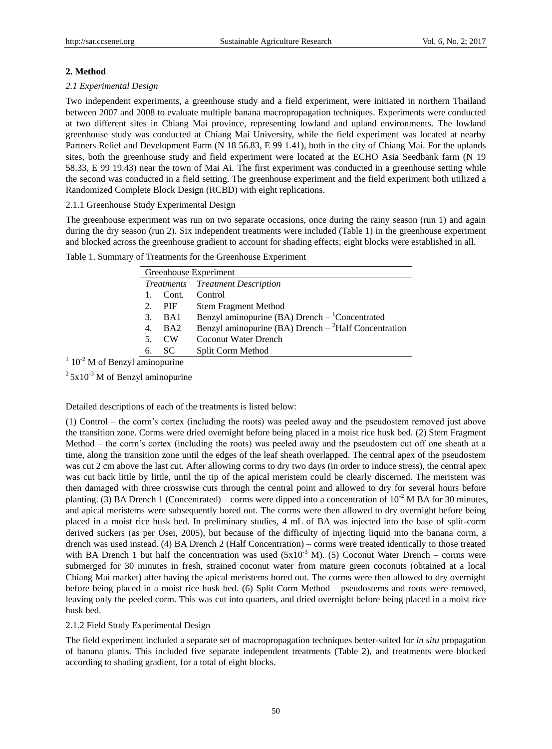## 2. Method

### 2.1 Experimental Design

Two independent experiments, a greenhouse study and a field experiment, were initiated in northern Thailand between 2007 and 2008 to evaluate multiple banana macropropagation techniques. Experiments were conducted at two different sites in Chiang Mai province, representing lowland and upland environments. The lowland greenhouse study was conducted at Chiang Mai University, while the field experiment was located at nearby Partners Relief and Development Farm (N 18 56.83, E 99 1.41), both in the city of Chiang Mai. For the uplands sites, both the greenhouse study and field experiment were located at the ECHO Asia Seedbank farm (N 19 58.33, E 99 19.43) near the town of Mai Ai. The first experiment was conducted in a greenhouse setting while the second was conducted in a field setting. The greenhouse experiment and the field experiment both utilized a Randomized Complete Block Design (RCBD) with eight replications.

#### 2.1.1 Greenhouse Study Experimental Design

The greenhouse experiment was run on two separate occasions, once during the rainy season (run 1) and again during the dry season (run 2). Six independent treatments were included (Table 1) in the greenhouse experiment and blocked across the greenhouse gradient to account for shading effects; eight blocks were established in all.

Table 1. Summary of Treatments for the Greenhouse Experiment

| Greenhouse Experiment | | |
|---|---|---|
| *Treatments* | | *Treatment Description* |
| 1. | Cont. | Control |
| 2. | PIF | Stem Fragment Method |
| 3. | BA1 | Benzyl aminopurine (BA) Drench – [1]Concentrated |
| 4. | BA2 | Benzyl aminopurine (BA) Drench – [2]Half Concentration |
| 5. | CW | Coconut Water Drench |
| 6. | SC | Split Corm Method |

[1] $10^{-2}$ M of Benzyl aminopurine

[2] $5x10^{-3}$ M of Benzyl aminopurine

Detailed descriptions of each of the treatments is listed below:

(1) Control – the corm's cortex (including the roots) was peeled away and the pseudostem removed just above the transition zone. Corms were dried overnight before being placed in a moist rice husk bed. (2) Stem Fragment Method – the corm's cortex (including the roots) was peeled away and the pseudostem cut off one sheath at a time, along the transition zone until the edges of the leaf sheath overlapped. The central apex of the pseudostem was cut 2 cm above the last cut. After allowing corms to dry two days (in order to induce stress), the central apex was cut back little by little, until the tip of the apical meristem could be clearly discerned. The meristem was then damaged with three crosswise cuts through the central point and allowed to dry for several hours before planting. (3) BA Drench 1 (Concentrated) – corms were dipped into a concentration of $10^{-2}$ M BA for 30 minutes, and apical meristems were subsequently bored out. The corms were then allowed to dry overnight before being placed in a moist rice husk bed. In preliminary studies, 4 mL of BA was injected into the base of split-corm derived suckers (as per Osei, 2005), but because of the difficulty of injecting liquid into the banana corm, a drench was used instead. (4) BA Drench 2 (Half Concentration) – corms were treated identically to those treated with BA Drench 1 but half the concentration was used ($5x10^{-3}$ M). (5) Coconut Water Drench – corms were submerged for 30 minutes in fresh, strained coconut water from mature green coconuts (obtained at a local Chiang Mai market) after having the apical meristems bored out. The corms were then allowed to dry overnight before being placed in a moist rice husk bed. (6) Split Corm Method – pseudostems and roots were removed, leaving only the peeled corm. This was cut into quarters, and dried overnight before being placed in a moist rice husk bed.

#### 2.1.2 Field Study Experimental Design

The field experiment included a separate set of macropropagation techniques better-suited for *in situ* propagation of banana plants. This included five separate independent treatments (Table 2), and treatments were blocked according to shading gradient, for a total of eight blocks.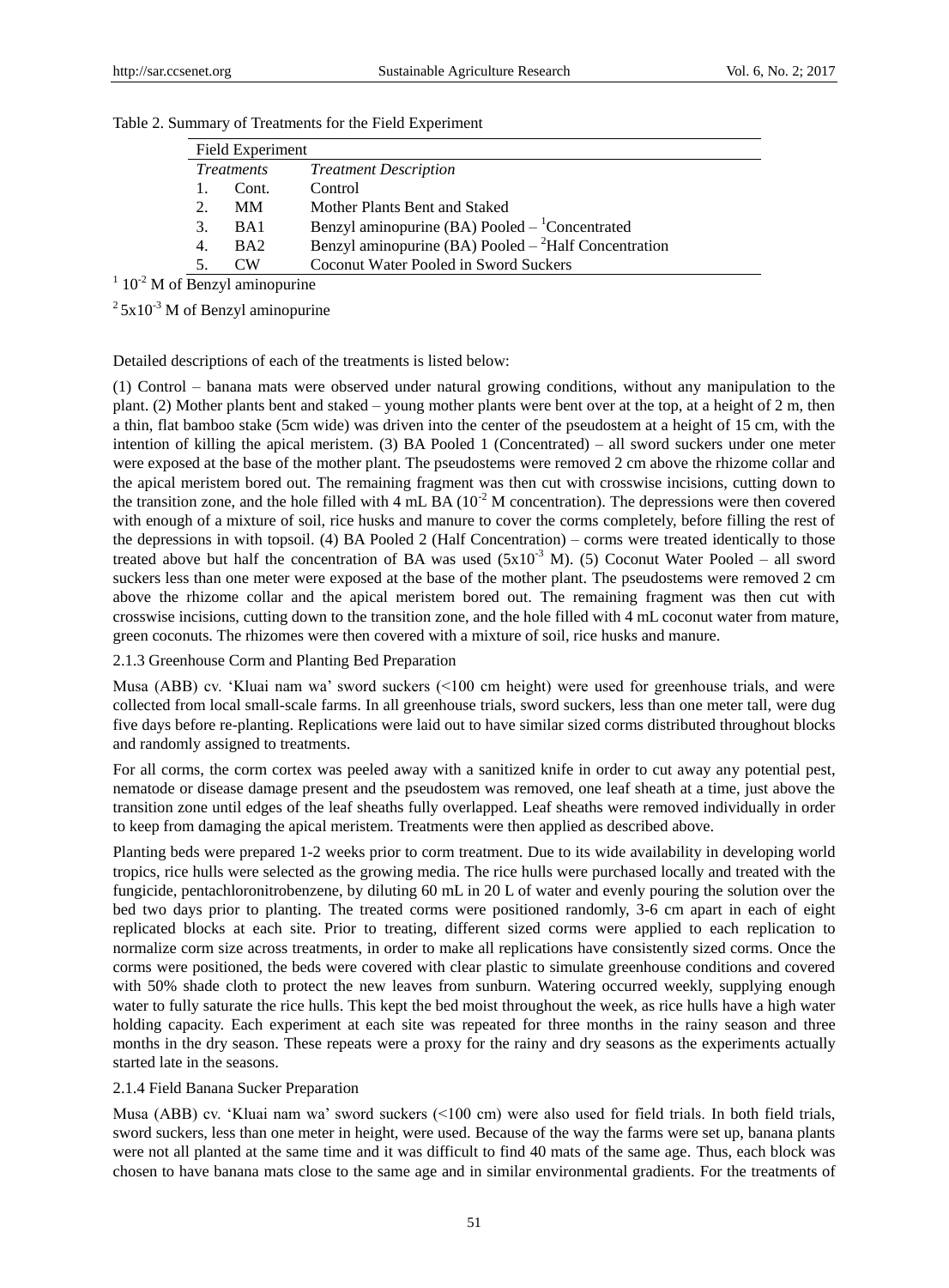Table 2. Summary of Treatments for the Field Experiment

| Field Experiment | | |
|---|---|---|
| *Treatments* | | *Treatment Description* |
| 1. | Cont. | Control |
| 2. | MM | Mother Plants Bent and Staked |
| 3. | BA1 | Benzyl aminopurine (BA) Pooled – [1]Concentrated |
| 4. | BA2 | Benzyl aminopurine (BA) Pooled – [2]Half Concentration |
| 5. | CW | Coconut Water Pooled in Sword Suckers |

[1] $10^{-2}$ M of Benzyl aminopurine

[2] $5x10^{-3}$ M of Benzyl aminopurine

Detailed descriptions of each of the treatments is listed below:

(1) Control – banana mats were observed under natural growing conditions, without any manipulation to the plant. (2) Mother plants bent and staked – young mother plants were bent over at the top, at a height of 2 m, then a thin, flat bamboo stake (5cm wide) was driven into the center of the pseudostem at a height of 15 cm, with the intention of killing the apical meristem. (3) BA Pooled 1 (Concentrated) – all sword suckers under one meter were exposed at the base of the mother plant. The pseudostems were removed 2 cm above the rhizome collar and the apical meristem bored out. The remaining fragment was then cut with crosswise incisions, cutting down to the transition zone, and the hole filled with 4 mL BA ($10^{-2}$ M concentration). The depressions were then covered with enough of a mixture of soil, rice husks and manure to cover the corms completely, before filling the rest of the depressions in with topsoil. (4) BA Pooled 2 (Half Concentration) – corms were treated identically to those treated above but half the concentration of BA was used ($5x10^{-3}$ M). (5) Coconut Water Pooled – all sword suckers less than one meter were exposed at the base of the mother plant. The pseudostems were removed 2 cm above the rhizome collar and the apical meristem bored out. The remaining fragment was then cut with crosswise incisions, cutting down to the transition zone, and the hole filled with 4 mL coconut water from mature, green coconuts. The rhizomes were then covered with a mixture of soil, rice husks and manure.

### 2.1.3 Greenhouse Corm and Planting Bed Preparation

Musa (ABB) cv. 'Kluai nam wa' sword suckers (<100 cm height) were used for greenhouse trials, and were collected from local small-scale farms. In all greenhouse trials, sword suckers, less than one meter tall, were dug five days before re-planting. Replications were laid out to have similar sized corms distributed throughout blocks and randomly assigned to treatments.

For all corms, the corm cortex was peeled away with a sanitized knife in order to cut away any potential pest, nematode or disease damage present and the pseudostem was removed, one leaf sheath at a time, just above the transition zone until edges of the leaf sheaths fully overlapped. Leaf sheaths were removed individually in order to keep from damaging the apical meristem. Treatments were then applied as described above.

Planting beds were prepared 1-2 weeks prior to corm treatment. Due to its wide availability in developing world tropics, rice hulls were selected as the growing media. The rice hulls were purchased locally and treated with the fungicide, pentachloronitrobenzene, by diluting 60 mL in 20 L of water and evenly pouring the solution over the bed two days prior to planting. The treated corms were positioned randomly, 3-6 cm apart in each of eight replicated blocks at each site. Prior to treating, different sized corms were applied to each replication to normalize corm size across treatments, in order to make all replications have consistently sized corms. Once the corms were positioned, the beds were covered with clear plastic to simulate greenhouse conditions and covered with 50% shade cloth to protect the new leaves from sunburn. Watering occurred weekly, supplying enough water to fully saturate the rice hulls. This kept the bed moist throughout the week, as rice hulls have a high water holding capacity. Each experiment at each site was repeated for three months in the rainy season and three months in the dry season. These repeats were a proxy for the rainy and dry seasons as the experiments actually started late in the seasons.

### 2.1.4 Field Banana Sucker Preparation

Musa (ABB) cv. 'Kluai nam wa' sword suckers (<100 cm) were also used for field trials. In both field trials, sword suckers, less than one meter in height, were used. Because of the way the farms were set up, banana plants were not all planted at the same time and it was difficult to find 40 mats of the same age. Thus, each block was chosen to have banana mats close to the same age and in similar environmental gradients. For the treatments of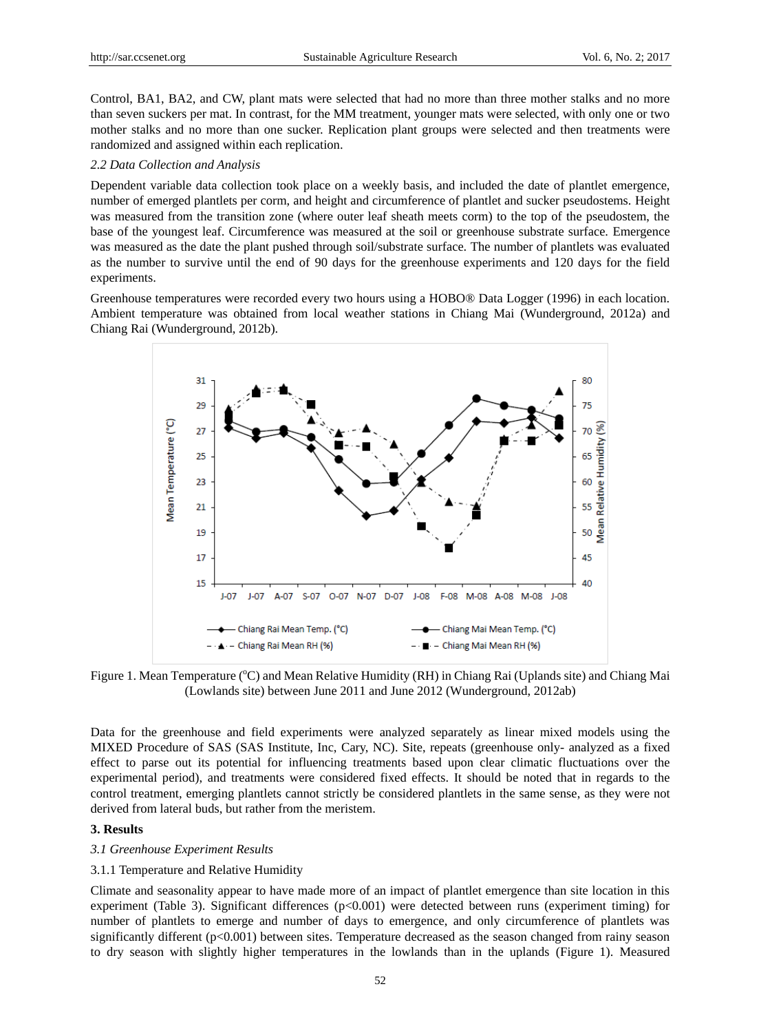Control, BA1, BA2, and CW, plant mats were selected that had no more than three mother stalks and no more than seven suckers per mat. In contrast, for the MM treatment, younger mats were selected, with only one or two mother stalks and no more than one sucker. Replication plant groups were selected and then treatments were randomized and assigned within each replication.

### *2.2 Data Collection and Analysis*

Dependent variable data collection took place on a weekly basis, and included the date of plantlet emergence, number of emerged plantlets per corm, and height and circumference of plantlet and sucker pseudostems. Height was measured from the transition zone (where outer leaf sheath meets corm) to the top of the pseudostem, the base of the youngest leaf. Circumference was measured at the soil or greenhouse substrate surface. Emergence was measured as the date the plant pushed through soil/substrate surface. The number of plantlets was evaluated as the number to survive until the end of 90 days for the greenhouse experiments and 120 days for the field experiments.

Greenhouse temperatures were recorded every two hours using a HOBO® Data Logger (1996) in each location. Ambient temperature was obtained from local weather stations in Chiang Mai (Wunderground, 2012a) and Chiang Rai (Wunderground, 2012b).

Figure 1. Mean Temperature (°C) and Mean Relative Humidity (RH) in Chiang Rai (Uplands site) and Chiang Mai (Lowlands site) between June 2011 and June 2012 (Wunderground, 2012ab)

Data for the greenhouse and field experiments were analyzed separately as linear mixed models using the MIXED Procedure of SAS (SAS Institute, Inc, Cary, NC). Site, repeats (greenhouse only- analyzed as a fixed effect to parse out its potential for influencing treatments based upon clear climatic fluctuations over the experimental period), and treatments were considered fixed effects. It should be noted that in regards to the control treatment, emerging plantlets cannot strictly be considered plantlets in the same sense, as they were not derived from lateral buds, but rather from the meristem.

## 3. Results

### *3.1 Greenhouse Experiment Results*

3.1.1 Temperature and Relative Humidity

Climate and seasonality appear to have made more of an impact of plantlet emergence than site location in this experiment (Table 3). Significant differences ($p<0.001$) were detected between runs (experiment timing) for number of plantlets to emerge and number of days to emergence, and only circumference of plantlets was significantly different ($p<0.001$) between sites. Temperature decreased as the season changed from rainy season to dry season with slightly higher temperatures in the lowlands than in the uplands (Figure 1). Measured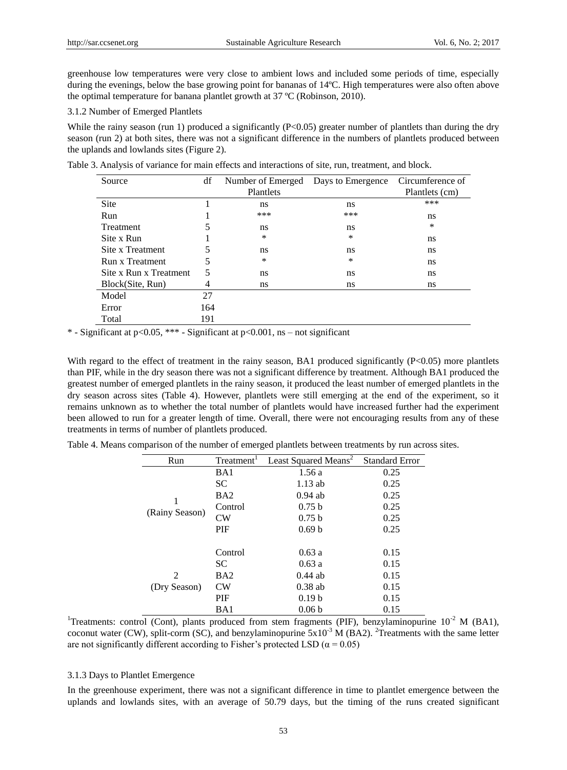greenhouse low temperatures were very close to ambient lows and included some periods of time, especially during the evenings, below the base growing point for bananas of 14ºC. High temperatures were also often above the optimal temperature for banana plantlet growth at 37 ºC (Robinson, 2010).

#### 3.1.2 Number of Emerged Plantlets

While the rainy season (run 1) produced a significantly ($P<0.05$) greater number of plantlets than during the dry season (run 2) at both sites, there was not a significant difference in the numbers of plantlets produced between the uplands and lowlands sites (Figure 2).

Table 3. Analysis of variance for main effects and interactions of site, run, treatment, and block.

| Source | df | Number of Emerged Plantlets | Days to Emergence | Circumference of Plantlets (cm) |
|---|---|---|---|---|
| Site | 1 | ns | ns | *** |
| Run | 1 | *** | *** | ns |
| Treatment | 5 | ns | ns | * |
| Site x Run | 1 | * | * | ns |
| Site x Treatment | 5 | ns | ns | ns |
| Run x Treatment | 5 | * | * | ns |
| Site x Run x Treatment | 5 | ns | ns | ns |
| Block(Site, Run) | 4 | ns | ns | ns |
| Model | 27 | | | |
| Error | 164 | | | |
| Total | 191 | | | |

* - Significant at $p<0.05$, *** - Significant at $p<0.001$, ns – not significant

With regard to the effect of treatment in the rainy season, BA1 produced significantly ($P<0.05$) more plantlets than PIF, while in the dry season there was not a significant difference by treatment. Although BA1 produced the greatest number of emerged plantlets in the rainy season, it produced the least number of emerged plantlets in the dry season across sites (Table 4). However, plantlets were still emerging at the end of the experiment, so it remains unknown as to whether the total number of plantlets would have increased further had the experiment been allowed to run for a greater length of time. Overall, there were not encouraging results from any of these treatments in terms of number of plantlets produced.

Table 4. Means comparison of the number of emerged plantlets between treatments by run across sites.

| Run | Treatment[1] | Least Squared Means[2] | Standard Error |
|---|---|---|---|
| 1 (Rainy Season) | BA1 | 1.56 a | 0.25 |
| | SC | 1.13 ab | 0.25 |
| | BA2 | 0.94 ab | 0.25 |
| | Control | 0.75 b | 0.25 |
| | CW | 0.75 b | 0.25 |
| | PIF | 0.69 b | 0.25 |
| 2 (Dry Season) | Control | 0.63 a | 0.15 |
| | SC | 0.63 a | 0.15 |
| | BA2 | 0.44 ab | 0.15 |
| | CW | 0.38 ab | 0.15 |
| | PIF | 0.19 b | 0.15 |
| | BA1 | 0.06 b | 0.15 |

[1]Treatments: control (Cont), plants produced from stem fragments (PIF), benzylaminopurine $10^{-2}$ M (BA1), coconut water (CW), split-corm (SC), and benzylaminopurine $5 \times 10^{-3}$ M (BA2). [2]Treatments with the same letter are not significantly different according to Fisher's protected LSD ($\alpha = 0.05$)

#### 3.1.3 Days to Plantlet Emergence

In the greenhouse experiment, there was not a significant difference in time to plantlet emergence between the uplands and lowlands sites, with an average of 50.79 days, but the timing of the runs created significant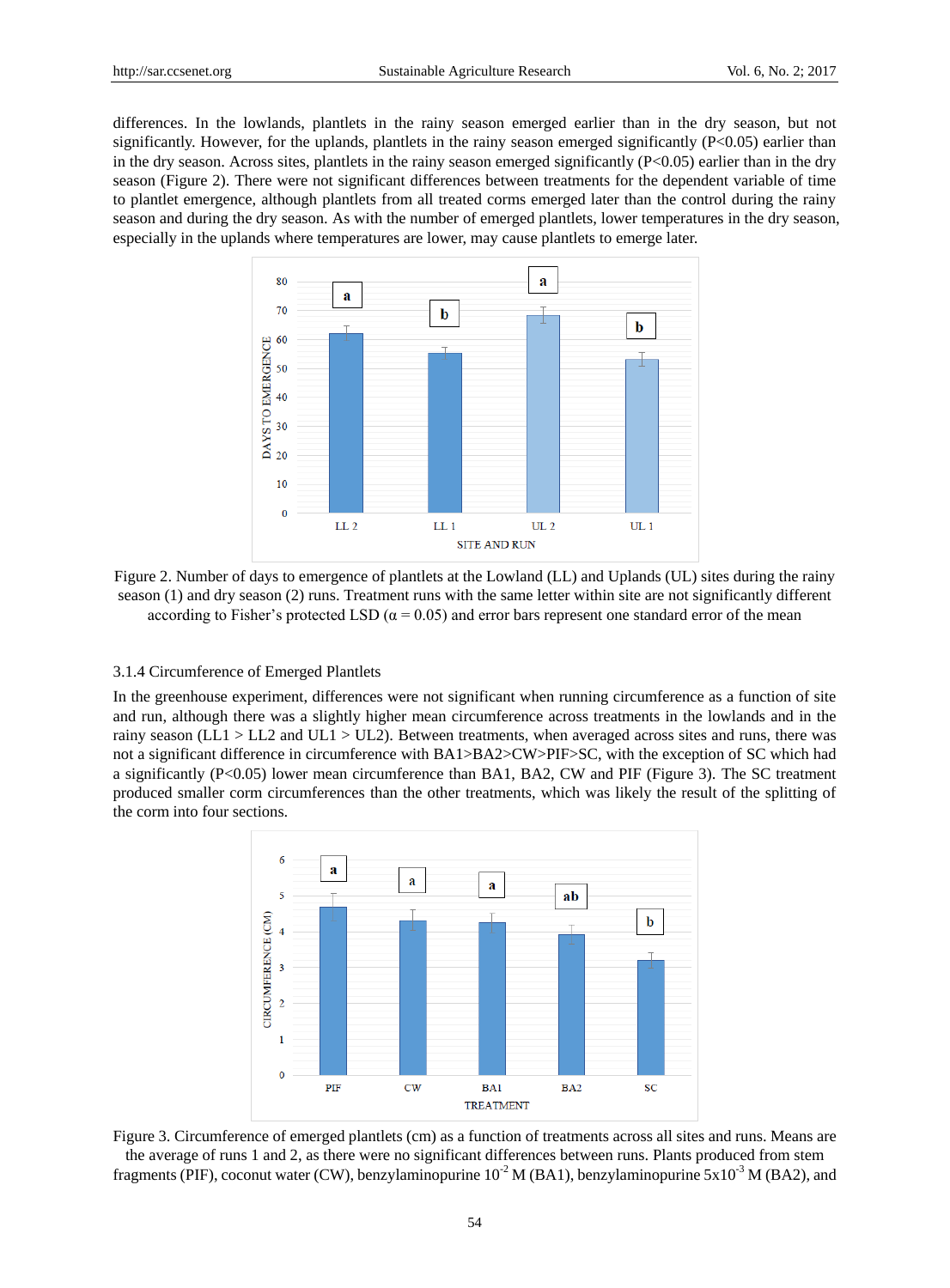differences. In the lowlands, plantlets in the rainy season emerged earlier than in the dry season, but not significantly. However, for the uplands, plantlets in the rainy season emerged significantly ($P<0.05$) earlier than in the dry season. Across sites, plantlets in the rainy season emerged significantly ($P<0.05$) earlier than in the dry season (Figure 2). There were not significant differences between treatments for the dependent variable of time to plantlet emergence, although plantlets from all treated corms emerged later than the control during the rainy season and during the dry season. As with the number of emerged plantlets, lower temperatures in the dry season, especially in the uplands where temperatures are lower, may cause plantlets to emerge later.

Figure 2. Number of days to emergence of plantlets at the Lowland (LL) and Uplands (UL) sites during the rainy season (1) and dry season (2) runs. Treatment runs with the same letter within site are not significantly different according to Fisher's protected LSD ($\alpha = 0.05$) and error bars represent one standard error of the mean

### 3.1.4 Circumference of Emerged Plantlets

In the greenhouse experiment, differences were not significant when running circumference as a function of site and run, although there was a slightly higher mean circumference across treatments in the lowlands and in the rainy season (LL1 > LL2 and UL1 > UL2). Between treatments, when averaged across sites and runs, there was not a significant difference in circumference with BA1>BA2>CW>PIF>SC, with the exception of SC which had a significantly ($P<0.05$) lower mean circumference than BA1, BA2, CW and PIF (Figure 3). The SC treatment produced smaller corm circumferences than the other treatments, which was likely the result of the splitting of the corm into four sections.

Figure 3. Circumference of emerged plantlets (cm) as a function of treatments across all sites and runs. Means are the average of runs 1 and 2, as there were no significant differences between runs. Plants produced from stem fragments (PIF), coconut water (CW), benzylaminopurine $10^{-2}$ M (BA1), benzylaminopurine $5x10^{-3}$ M (BA2), and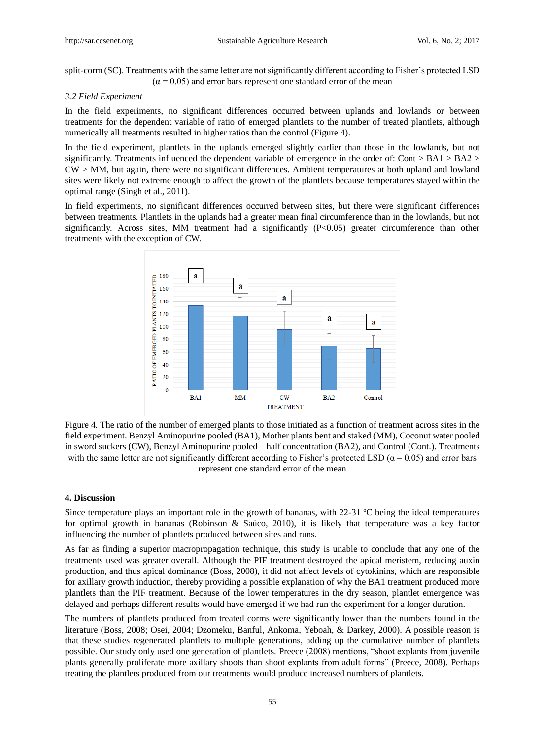split-corm (SC). Treatments with the same letter are not significantly different according to Fisher's protected LSD ($\alpha = 0.05$) and error bars represent one standard error of the mean

### 3.2 Field Experiment

In the field experiments, no significant differences occurred between uplands and lowlands or between treatments for the dependent variable of ratio of emerged plantlets to the number of treated plantlets, although numerically all treatments resulted in higher ratios than the control (Figure 4).

In the field experiment, plantlets in the uplands emerged slightly earlier than those in the lowlands, but not significantly. Treatments influenced the dependent variable of emergence in the order of: Cont > BA1 > BA2 > CW > MM, but again, there were no significant differences. Ambient temperatures at both upland and lowland sites were likely not extreme enough to affect the growth of the plantlets because temperatures stayed within the optimal range (Singh et al., 2011).

In field experiments, no significant differences occurred between sites, but there were significant differences between treatments. Plantlets in the uplands had a greater mean final circumference than in the lowlands, but not significantly. Across sites, MM treatment had a significantly ($P<0.05$) greater circumference than other treatments with the exception of CW.

Figure 4. The ratio of the number of emerged plants to those initiated as a function of treatment across sites in the field experiment. Benzyl Aminopurine pooled (BA1), Mother plants bent and staked (MM), Coconut water pooled in sword suckers (CW), Benzyl Aminopurine pooled – half concentration (BA2), and Control (Cont.). Treatments with the same letter are not significantly different according to Fisher's protected LSD ($\alpha = 0.05$) and error bars represent one standard error of the mean

## 4. Discussion

Since temperature plays an important role in the growth of bananas, with 22-31 ºC being the ideal temperatures for optimal growth in bananas (Robinson & Saúco, 2010), it is likely that temperature was a key factor influencing the number of plantlets produced between sites and runs.

As far as finding a superior macropropagation technique, this study is unable to conclude that any one of the treatments used was greater overall. Although the PIF treatment destroyed the apical meristem, reducing auxin production, and thus apical dominance (Boss, 2008), it did not affect levels of cytokinins, which are responsible for axillary growth induction, thereby providing a possible explanation of why the BA1 treatment produced more plantlets than the PIF treatment. Because of the lower temperatures in the dry season, plantlet emergence was delayed and perhaps different results would have emerged if we had run the experiment for a longer duration.

The numbers of plantlets produced from treated corms were significantly lower than the numbers found in the literature (Boss, 2008; Osei, 2004; Dzomeku, Banful, Ankoma, Yeboah, & Darkey, 2000). A possible reason is that these studies regenerated plantlets to multiple generations, adding up the cumulative number of plantlets possible. Our study only used one generation of plantlets. Preece (2008) mentions, "shoot explants from juvenile plants generally proliferate more axillary shoots than shoot explants from adult forms" (Preece, 2008). Perhaps treating the plantlets produced from our treatments would produce increased numbers of plantlets.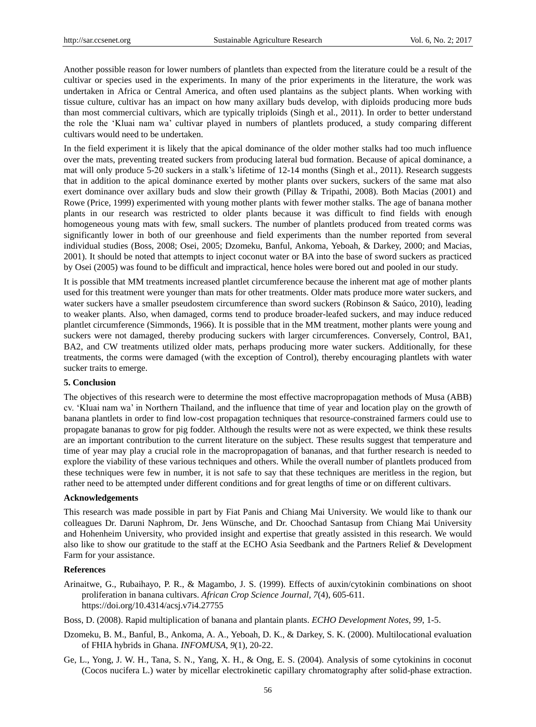Another possible reason for lower numbers of plantlets than expected from the literature could be a result of the cultivar or species used in the experiments. In many of the prior experiments in the literature, the work was undertaken in Africa or Central America, and often used plantains as the subject plants. When working with tissue culture, cultivar has an impact on how many axillary buds develop, with diploids producing more buds than most commercial cultivars, which are typically triploids (Singh et al., 2011). In order to better understand the role the 'Kluai nam wa' cultivar played in numbers of plantlets produced, a study comparing different cultivars would need to be undertaken.

In the field experiment it is likely that the apical dominance of the older mother stalks had too much influence over the mats, preventing treated suckers from producing lateral bud formation. Because of apical dominance, a mat will only produce 5-20 suckers in a stalk's lifetime of 12-14 months (Singh et al., 2011). Research suggests that in addition to the apical dominance exerted by mother plants over suckers, suckers of the same mat also exert dominance over axillary buds and slow their growth (Pillay & Tripathi, 2008). Both Macias (2001) and Rowe (Price, 1999) experimented with young mother plants with fewer mother stalks. The age of banana mother plants in our research was restricted to older plants because it was difficult to find fields with enough homogeneous young mats with few, small suckers. The number of plantlets produced from treated corms was significantly lower in both of our greenhouse and field experiments than the number reported from several individual studies (Boss, 2008; Osei, 2005; Dzomeku, Banful, Ankoma, Yeboah, & Darkey, 2000; and Macias, 2001). It should be noted that attempts to inject coconut water or BA into the base of sword suckers as practiced by Osei (2005) was found to be difficult and impractical, hence holes were bored out and pooled in our study.

It is possible that MM treatments increased plantlet circumference because the inherent mat age of mother plants used for this treatment were younger than mats for other treatments. Older mats produce more water suckers, and water suckers have a smaller pseudostem circumference than sword suckers (Robinson & Saúco, 2010), leading to weaker plants. Also, when damaged, corms tend to produce broader-leafed suckers, and may induce reduced plantlet circumference (Simmonds, 1966). It is possible that in the MM treatment, mother plants were young and suckers were not damaged, thereby producing suckers with larger circumferences. Conversely, Control, BA1, BA2, and CW treatments utilized older mats, perhaps producing more water suckers. Additionally, for these treatments, the corms were damaged (with the exception of Control), thereby encouraging plantlets with water sucker traits to emerge.

## 5. Conclusion

The objectives of this research were to determine the most effective macropropagation methods of Musa (ABB) cv. 'Kluai nam wa' in Northern Thailand, and the influence that time of year and location play on the growth of banana plantlets in order to find low-cost propagation techniques that resource-constrained farmers could use to propagate bananas to grow for pig fodder. Although the results were not as were expected, we think these results are an important contribution to the current literature on the subject. These results suggest that temperature and time of year may play a crucial role in the macropropagation of bananas, and that further research is needed to explore the viability of these various techniques and others. While the overall number of plantlets produced from these techniques were few in number, it is not safe to say that these techniques are meritless in the region, but rather need to be attempted under different conditions and for great lengths of time or on different cultivars.

## Acknowledgements

This research was made possible in part by Fiat Panis and Chiang Mai University. We would like to thank our colleagues Dr. Daruni Naphrom, Dr. Jens Wünsche, and Dr. Choochad Santasup from Chiang Mai University and Hohenheim University, who provided insight and expertise that greatly assisted in this research. We would also like to show our gratitude to the staff at the ECHO Asia Seedbank and the Partners Relief & Development Farm for your assistance.

## References

Arinaitwe, G., Rubaihayo, P. R., & Magambo, J. S. (1999). Effects of auxin/cytokinin combinations on shoot proliferation in banana cultivars. *African Crop Science Journal, 7*(4), 605-611. https://doi.org/10.4314/acsj.v7i4.27755

Boss, D. (2008). Rapid multiplication of banana and plantain plants. *ECHO Development Notes, 99*, 1-5.

Dzomeku, B. M., Banful, B., Ankoma, A. A., Yeboah, D. K., & Darkey, S. K. (2000). Multilocational evaluation of FHIA hybrids in Ghana. *INFOMUSA, 9*(1), 20-22.

Ge, L., Yong, J. W. H., Tana, S. N., Yang, X. H., & Ong, E. S. (2004). Analysis of some cytokinins in coconut (Cocos nucifera L.) water by micellar electrokinetic capillary chromatography after solid-phase extraction.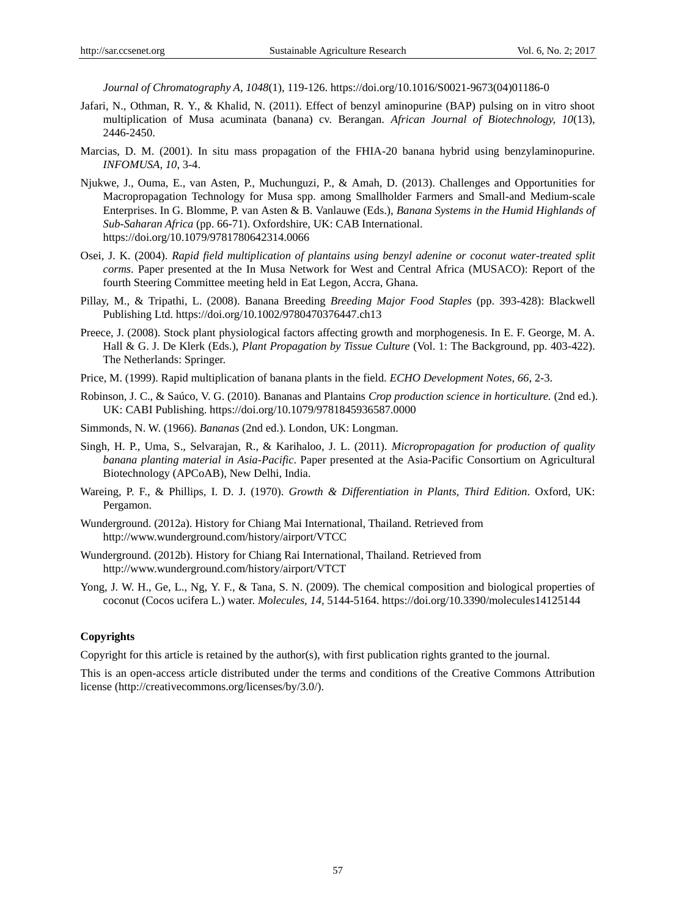*Journal of Chromatography A, 1048*(1), 119-126. https://doi.org/10.1016/S0021-9673(04)01186-0

Jafari, N., Othman, R. Y., & Khalid, N. (2011). Effect of benzyl aminopurine (BAP) pulsing on in vitro shoot multiplication of Musa acuminata (banana) cv. Berangan. *African Journal of Biotechnology, 10*(13), 2446-2450.

Marcias, D. M. (2001). In situ mass propagation of the FHIA-20 banana hybrid using benzylaminopurine. *INFOMUSA, 10,* 3-4.

Njukwe, J., Ouma, E., van Asten, P., Muchunguzi, P., & Amah, D. (2013). Challenges and Opportunities for Macropropagation Technology for Musa spp. among Smallholder Farmers and Small-and Medium-scale Enterprises. In G. Blomme, P. van Asten & B. Vanlauwe (Eds.), *Banana Systems in the Humid Highlands of Sub-Saharan Africa* (pp. 66-71). Oxfordshire, UK: CAB International. https://doi.org/10.1079/9781780642314.0066

Osei, J. K. (2004). *Rapid field multiplication of plantains using benzyl adenine or coconut water-treated split corms*. Paper presented at the In Musa Network for West and Central Africa (MUSACO): Report of the fourth Steering Committee meeting held in Eat Legon, Accra, Ghana.

Pillay, M., & Tripathi, L. (2008). Banana Breeding *Breeding Major Food Staples* (pp. 393-428): Blackwell Publishing Ltd. https://doi.org/10.1002/9780470376447.ch13

Preece, J. (2008). Stock plant physiological factors affecting growth and morphogenesis. In E. F. George, M. A. Hall & G. J. De Klerk (Eds.), *Plant Propagation by Tissue Culture* (Vol. 1: The Background, pp. 403-422). The Netherlands: Springer.

Price, M. (1999). Rapid multiplication of banana plants in the field. *ECHO Development Notes, 66,* 2-3.

Robinson, J. C., & Saúco, V. G. (2010). Bananas and Plantains *Crop production science in horticulture.* (2nd ed.). UK: CABI Publishing. https://doi.org/10.1079/9781845936587.0000

Simmonds, N. W. (1966). *Bananas* (2nd ed.). London, UK: Longman.

Singh, H. P., Uma, S., Selvarajan, R., & Karihaloo, J. L. (2011). *Micropropagation for production of quality banana planting material in Asia-Pacific*. Paper presented at the Asia-Pacific Consortium on Agricultural Biotechnology (APCoAB), New Delhi, India.

Wareing, P. F., & Phillips, I. D. J. (1970). *Growth & Differentiation in Plants, Third Edition*. Oxford, UK: Pergamon.

Wunderground. (2012a). History for Chiang Mai International, Thailand. Retrieved from http://www.wunderground.com/history/airport/VTCC

Wunderground. (2012b). History for Chiang Rai International, Thailand. Retrieved from http://www.wunderground.com/history/airport/VTCT

Yong, J. W. H., Ge, L., Ng, Y. F., & Tana, S. N. (2009). The chemical composition and biological properties of coconut (Cocos ucifera L.) water. *Molecules, 14*, 5144-5164. https://doi.org/10.3390/molecules14125144

**Copyrights**

Copyright for this article is retained by the author(s), with first publication rights granted to the journal.

This is an open-access article distributed under the terms and conditions of the Creative Commons Attribution license (http://creativecommons.org/licenses/by/3.0/).